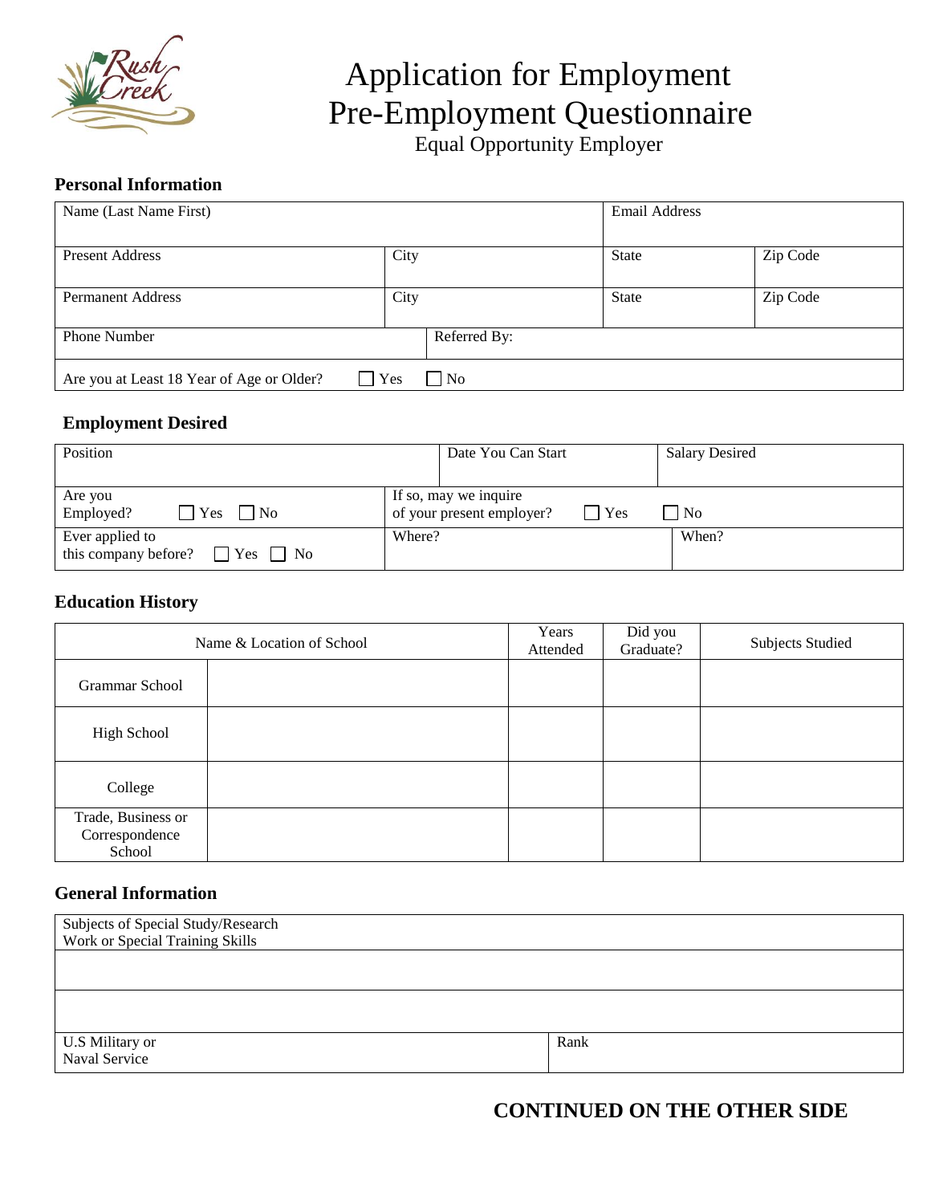# Application for Employment
# Pre-Employment Questionnaire

Equal Opportunity Employer

### Personal Information

| Name (Last Name First) | | Email Address | |
|---|---|---|---|
| Present Address | City | State | Zip Code |
| Permanent Address | City | State | Zip Code |
| Phone Number | Referred By: | | |
| Are you at Least 18 Year of Age or Older? ☐ Yes ☐ No | | | |

### Employment Desired

| Position | Date You Can Start | Salary Desired |
|---|---|---|
| Are you Employed? ☐ Yes ☐ No | If so, may we inquire of your present employer? ☐ Yes ☐ No | |
| Ever applied to this company before? ☐ Yes ☐ No | Where? | When? |

### Education History

| | Name & Location of School | Years Attended | Did you Graduate? | Subjects Studied |
|---|---|---|---|---|
| Grammar School | | | | |
| High School | | | | |
| College | | | | |
| Trade, Business or Correspondence School | | | | |

### General Information

| Subjects of Special Study/Research Work or Special Training Skills | |
|---|---|
| | |
| | |
| U.S Military or Naval Service | Rank |

**CONTINUED ON THE OTHER SIDE**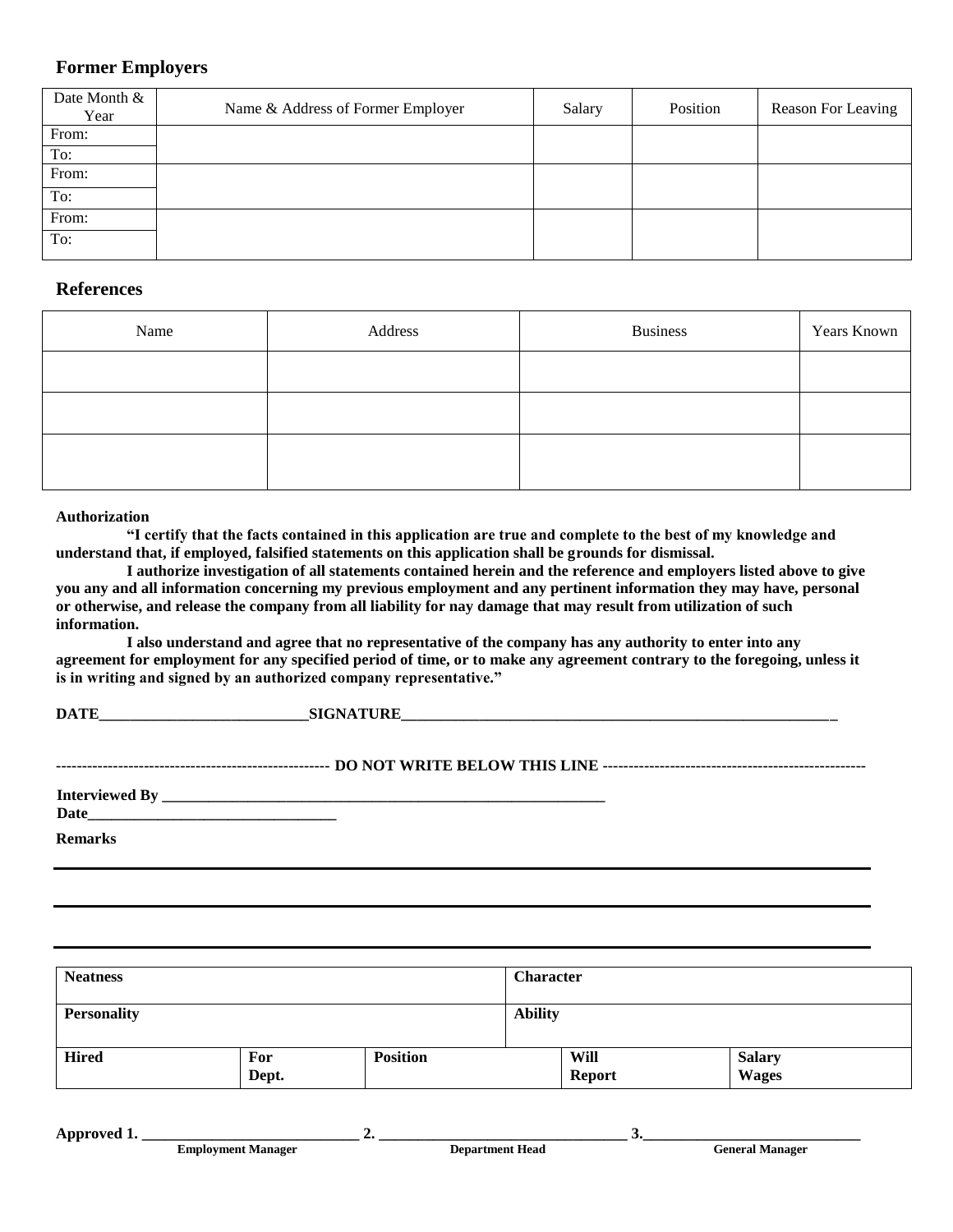## Former Employers

| Date Month & Year | Name & Address of Former Employer | Salary | Position | Reason For Leaving |
|---|---|---|---|---|
| From: | | | | |
| To: | | | | |
| From: | | | | |
| To: | | | | |
| From: | | | | |
| To: | | | | |

## References

| Name | Address | Business | Years Known |
|---|---|---|---|
| | | | |
| | | | |
| | | | |

**Authorization**

**"I certify that the facts contained in this application are true and complete to the best of my knowledge and understand that, if employed, falsified statements on this application shall be grounds for dismissal.**

**I authorize investigation of all statements contained herein and the reference and employers listed above to give you any and all information concerning my previous employment and any pertinent information they may have, personal or otherwise, and release the company from all liability for nay damage that may result from utilization of such information.**

**I also understand and agree that no representative of the company has any authority to enter into any agreement for employment for any specified period of time, or to make any agreement contrary to the foregoing, unless it is in writing and signed by an authorized company representative."**

**DATE**____________________________**SIGNATURE**___________________________________________________________

---------------------------------------------------- **DO NOT WRITE BELOW THIS LINE** ---------------------------------------------------

**Interviewed By** _____________________________________________________________

**Date**_________________________________

**Remarks**

______________________________________________________________________________

______________________________________________________________________________

______________________________________________________________________________

| | | | | | |
|---|---|---|---|---|---|
| **Neatness** | | | **Character** | | |
| **Personality** | | | **Ability** | | |
| **Hired** | **For Dept.** | **Position** | | **Will Report** | **Salary Wages** |

**Approved 1.** ____________________________ **2.** ________________________________ **3.**____________________________

**Employment Manager** **Department Head** **General Manager**